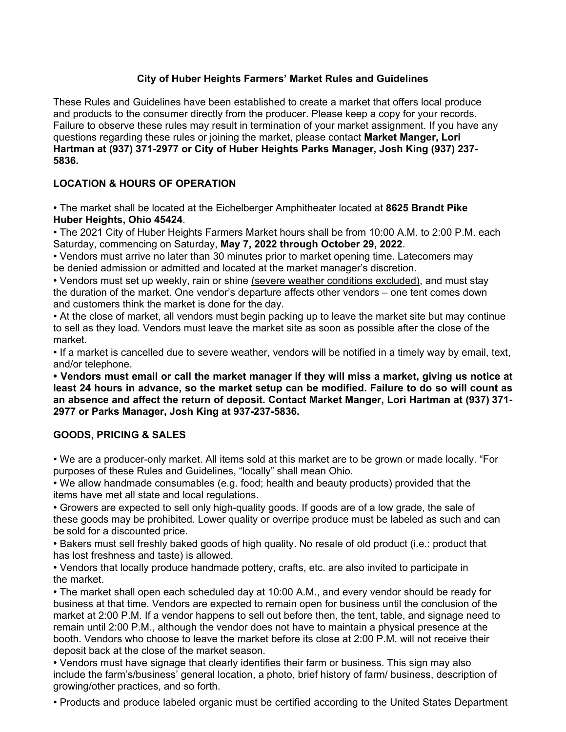# City of Huber Heights Farmers' Market Rules and Guidelines

These Rules and Guidelines have been established to create a market that offers local produce and products to the consumer directly from the producer. Please keep a copy for your records. Failure to observe these rules may result in termination of your market assignment. If you have any questions regarding these rules or joining the market, please contact **Market Manger, Lori Hartman at (937) 371-2977 or City of Huber Heights Parks Manager, Josh King (937) 237-5836.**

## LOCATION & HOURS OF OPERATION

- The market shall be located at the Eichelberger Amphitheater located at **8625 Brandt Pike Huber Heights, Ohio 45424**.
- The 2021 City of Huber Heights Farmers Market hours shall be from 10:00 A.M. to 2:00 P.M. each Saturday, commencing on Saturday, **May 7, 2022 through October 29, 2022**.
- Vendors must arrive no later than 30 minutes prior to market opening time. Latecomers may be denied admission or admitted and located at the market manager's discretion.
- Vendors must set up weekly, rain or shine <u>(severe weather conditions excluded)</u>, and must stay the duration of the market. One vendor's departure affects other vendors – one tent comes down and customers think the market is done for the day.
- At the close of market, all vendors must begin packing up to leave the market site but may continue to sell as they load. Vendors must leave the market site as soon as possible after the close of the market.
- If a market is cancelled due to severe weather, vendors will be notified in a timely way by email, text, and/or telephone.
- **Vendors must email or call the market manager if they will miss a market, giving us notice at least 24 hours in advance, so the market setup can be modified. Failure to do so will count as an absence and affect the return of deposit. Contact Market Manger, Lori Hartman at (937) 371-2977 or Parks Manager, Josh King at 937-237-5836.**

## GOODS, PRICING & SALES

- We are a producer-only market. All items sold at this market are to be grown or made locally. "For purposes of these Rules and Guidelines, "locally" shall mean Ohio.
- We allow handmade consumables (e.g. food; health and beauty products) provided that the items have met all state and local regulations.
- Growers are expected to sell only high-quality goods. If goods are of a low grade, the sale of these goods may be prohibited. Lower quality or overripe produce must be labeled as such and can be sold for a discounted price.
- Bakers must sell freshly baked goods of high quality. No resale of old product (i.e.: product that has lost freshness and taste) is allowed.
- Vendors that locally produce handmade pottery, crafts, etc. are also invited to participate in the market.
- The market shall open each scheduled day at 10:00 A.M., and every vendor should be ready for business at that time. Vendors are expected to remain open for business until the conclusion of the market at 2:00 P.M. If a vendor happens to sell out before then, the tent, table, and signage need to remain until 2:00 P.M., although the vendor does not have to maintain a physical presence at the booth. Vendors who choose to leave the market before its close at 2:00 P.M. will not receive their deposit back at the close of the market season.
- Vendors must have signage that clearly identifies their farm or business. This sign may also include the farm's/business' general location, a photo, brief history of farm/ business, description of growing/other practices, and so forth.
- Products and produce labeled organic must be certified according to the United States Department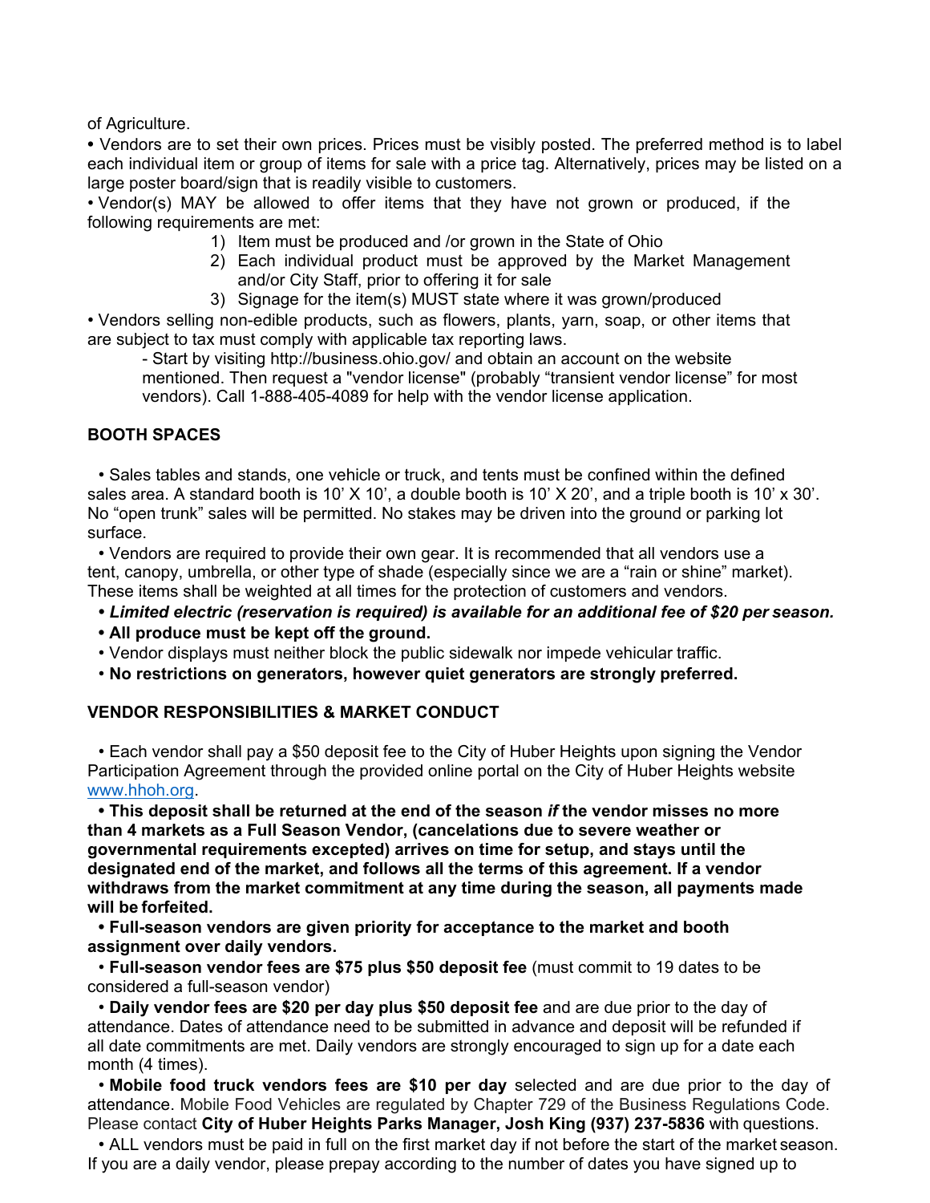of Agriculture.

• Vendors are to set their own prices. Prices must be visibly posted. The preferred method is to label each individual item or group of items for sale with a price tag. Alternatively, prices may be listed on a large poster board/sign that is readily visible to customers.

• Vendor(s) MAY be allowed to offer items that they have not grown or produced, if the following requirements are met:

1) Item must be produced and /or grown in the State of Ohio
2) Each individual product must be approved by the Market Management and/or City Staff, prior to offering it for sale
3) Signage for the item(s) MUST state where it was grown/produced

• Vendors selling non-edible products, such as flowers, plants, yarn, soap, or other items that are subject to tax must comply with applicable tax reporting laws.

- Start by visiting http://business.ohio.gov/ and obtain an account on the website mentioned. Then request a "vendor license" (probably "transient vendor license" for most vendors). Call 1-888-405-4089 for help with the vendor license application.

**BOOTH SPACES**

• Sales tables and stands, one vehicle or truck, and tents must be confined within the defined sales area. A standard booth is 10' X 10', a double booth is 10' X 20', and a triple booth is 10' x 30'. No "open trunk" sales will be permitted. No stakes may be driven into the ground or parking lot surface.

• Vendors are required to provide their own gear. It is recommended that all vendors use a tent, canopy, umbrella, or other type of shade (especially since we are a "rain or shine" market). These items shall be weighted at all times for the protection of customers and vendors.

• ***Limited electric (reservation is required) is available for an additional fee of $20 per season.***

• **All produce must be kept off the ground.**

• Vendor displays must neither block the public sidewalk nor impede vehicular traffic.

• **No restrictions on generators, however quiet generators are strongly preferred.**

**VENDOR RESPONSIBILITIES & MARKET CONDUCT**

• Each vendor shall pay a $50 deposit fee to the City of Huber Heights upon signing the Vendor Participation Agreement through the provided online portal on the City of Huber Heights website [www.hhoh.org](www.hhoh.org).

• **This deposit shall be returned at the end of the season *if* the vendor misses no more than 4 markets as a Full Season Vendor, (cancelations due to severe weather or governmental requirements excepted) arrives on time for setup, and stays until the designated end of the market, and follows all the terms of this agreement. If a vendor withdraws from the market commitment at any time during the season, all payments made will be forfeited.**

• **Full-season vendors are given priority for acceptance to the market and booth assignment over daily vendors.**

• **Full-season vendor fees are $75 plus $50 deposit fee** (must commit to 19 dates to be considered a full-season vendor)

• **Daily vendor fees are $20 per day plus $50 deposit fee** and are due prior to the day of attendance. Dates of attendance need to be submitted in advance and deposit will be refunded if all date commitments are met. Daily vendors are strongly encouraged to sign up for a date each month (4 times).

• **Mobile food truck vendors fees are $10 per day** selected and are due prior to the day of attendance. Mobile Food Vehicles are regulated by Chapter 729 of the Business Regulations Code. Please contact **City of Huber Heights Parks Manager, Josh King (937) 237-5836** with questions.

• ALL vendors must be paid in full on the first market day if not before the start of the market season. If you are a daily vendor, please prepay according to the number of dates you have signed up to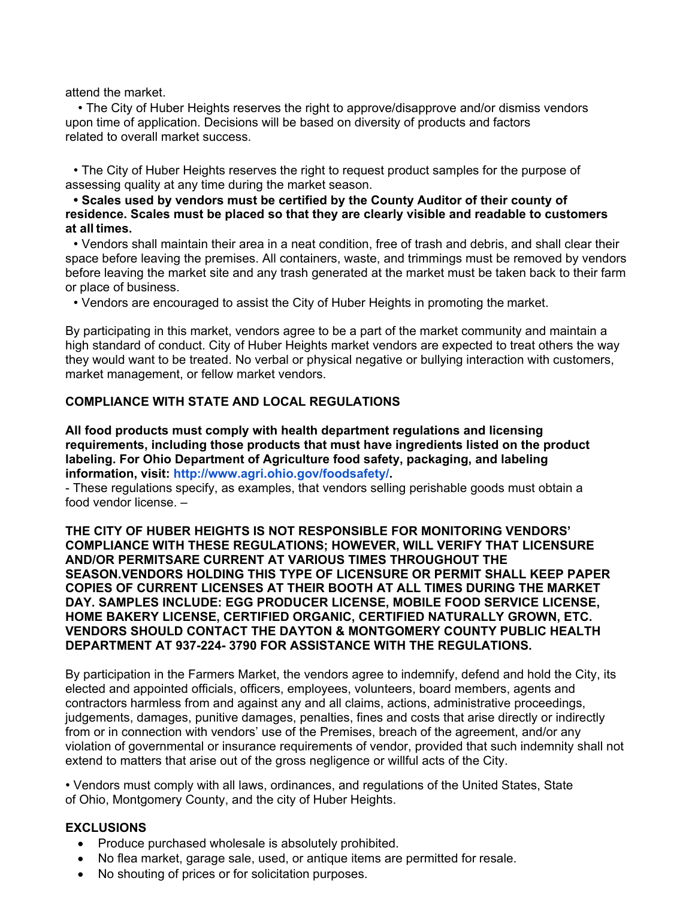attend the market.

• The City of Huber Heights reserves the right to approve/disapprove and/or dismiss vendors upon time of application. Decisions will be based on diversity of products and factors related to overall market success.

• The City of Huber Heights reserves the right to request product samples for the purpose of assessing quality at any time during the market season.

**• Scales used by vendors must be certified by the County Auditor of their county of residence. Scales must be placed so that they are clearly visible and readable to customers at all times.**

• Vendors shall maintain their area in a neat condition, free of trash and debris, and shall clear their space before leaving the premises. All containers, waste, and trimmings must be removed by vendors before leaving the market site and any trash generated at the market must be taken back to their farm or place of business.

• Vendors are encouraged to assist the City of Huber Heights in promoting the market.

By participating in this market, vendors agree to be a part of the market community and maintain a high standard of conduct. City of Huber Heights market vendors are expected to treat others the way they would want to be treated. No verbal or physical negative or bullying interaction with customers, market management, or fellow market vendors.

**COMPLIANCE WITH STATE AND LOCAL REGULATIONS**

**All food products must comply with health department regulations and licensing requirements, including those products that must have ingredients listed on the product labeling. For Ohio Department of Agriculture food safety, packaging, and labeling information, visit: http://www.agri.ohio.gov/foodsafety/.**

- These regulations specify, as examples, that vendors selling perishable goods must obtain a food vendor license. –

**THE CITY OF HUBER HEIGHTS IS NOT RESPONSIBLE FOR MONITORING VENDORS' COMPLIANCE WITH THESE REGULATIONS; HOWEVER, WILL VERIFY THAT LICENSURE AND/OR PERMITSARE CURRENT AT VARIOUS TIMES THROUGHOUT THE SEASON.VENDORS HOLDING THIS TYPE OF LICENSURE OR PERMIT SHALL KEEP PAPER COPIES OF CURRENT LICENSES AT THEIR BOOTH AT ALL TIMES DURING THE MARKET DAY. SAMPLES INCLUDE: EGG PRODUCER LICENSE, MOBILE FOOD SERVICE LICENSE, HOME BAKERY LICENSE, CERTIFIED ORGANIC, CERTIFIED NATURALLY GROWN, ETC. VENDORS SHOULD CONTACT THE DAYTON & MONTGOMERY COUNTY PUBLIC HEALTH DEPARTMENT AT 937-224- 3790 FOR ASSISTANCE WITH THE REGULATIONS.**

By participation in the Farmers Market, the vendors agree to indemnify, defend and hold the City, its elected and appointed officials, officers, employees, volunteers, board members, agents and contractors harmless from and against any and all claims, actions, administrative proceedings, judgements, damages, punitive damages, penalties, fines and costs that arise directly or indirectly from or in connection with vendors' use of the Premises, breach of the agreement, and/or any violation of governmental or insurance requirements of vendor, provided that such indemnity shall not extend to matters that arise out of the gross negligence or willful acts of the City.

• Vendors must comply with all laws, ordinances, and regulations of the United States, State of Ohio, Montgomery County, and the city of Huber Heights.

**EXCLUSIONS**

- Produce purchased wholesale is absolutely prohibited.
- No flea market, garage sale, used, or antique items are permitted for resale.
- No shouting of prices or for solicitation purposes.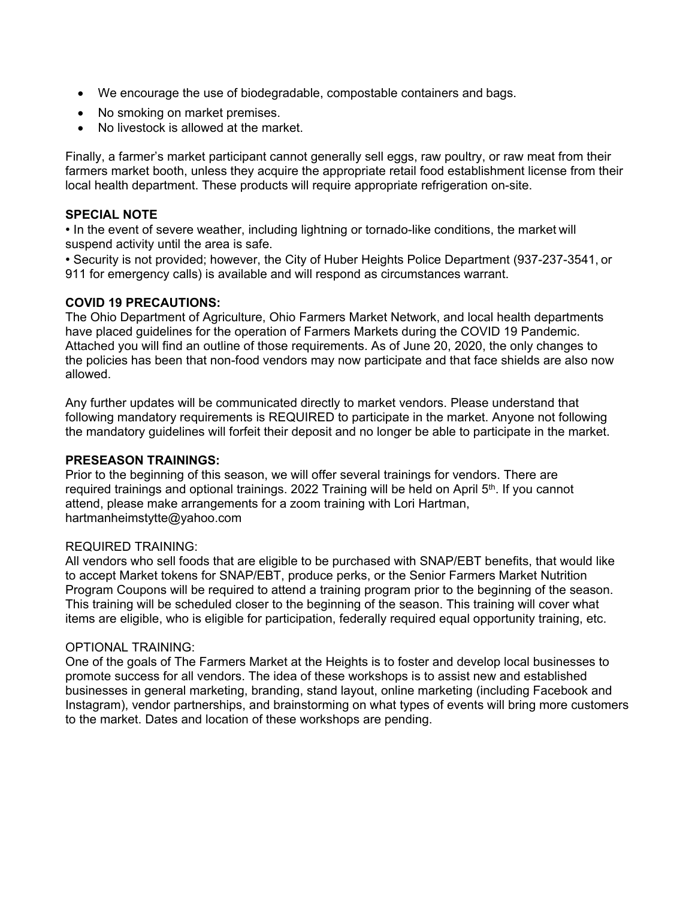- We encourage the use of biodegradable, compostable containers and bags.
- No smoking on market premises.
- No livestock is allowed at the market.

Finally, a farmer's market participant cannot generally sell eggs, raw poultry, or raw meat from their farmers market booth, unless they acquire the appropriate retail food establishment license from their local health department. These products will require appropriate refrigeration on-site.

**SPECIAL NOTE**

• In the event of severe weather, including lightning or tornado-like conditions, the market will suspend activity until the area is safe.

• Security is not provided; however, the City of Huber Heights Police Department (937-237-3541, or 911 for emergency calls) is available and will respond as circumstances warrant.

**COVID 19 PRECAUTIONS:**

The Ohio Department of Agriculture, Ohio Farmers Market Network, and local health departments have placed guidelines for the operation of Farmers Markets during the COVID 19 Pandemic. Attached you will find an outline of those requirements. As of June 20, 2020, the only changes to the policies has been that non-food vendors may now participate and that face shields are also now allowed.

Any further updates will be communicated directly to market vendors. Please understand that following mandatory requirements is REQUIRED to participate in the market. Anyone not following the mandatory guidelines will forfeit their deposit and no longer be able to participate in the market.

**PRESEASON TRAININGS:**

Prior to the beginning of this season, we will offer several trainings for vendors. There are required trainings and optional trainings. 2022 Training will be held on April 5th. If you cannot attend, please make arrangements for a zoom training with Lori Hartman, hartmanheimstytte@yahoo.com

REQUIRED TRAINING:

All vendors who sell foods that are eligible to be purchased with SNAP/EBT benefits, that would like to accept Market tokens for SNAP/EBT, produce perks, or the Senior Farmers Market Nutrition Program Coupons will be required to attend a training program prior to the beginning of the season. This training will be scheduled closer to the beginning of the season. This training will cover what items are eligible, who is eligible for participation, federally required equal opportunity training, etc.

OPTIONAL TRAINING:

One of the goals of The Farmers Market at the Heights is to foster and develop local businesses to promote success for all vendors. The idea of these workshops is to assist new and established businesses in general marketing, branding, stand layout, online marketing (including Facebook and Instagram), vendor partnerships, and brainstorming on what types of events will bring more customers to the market. Dates and location of these workshops are pending.